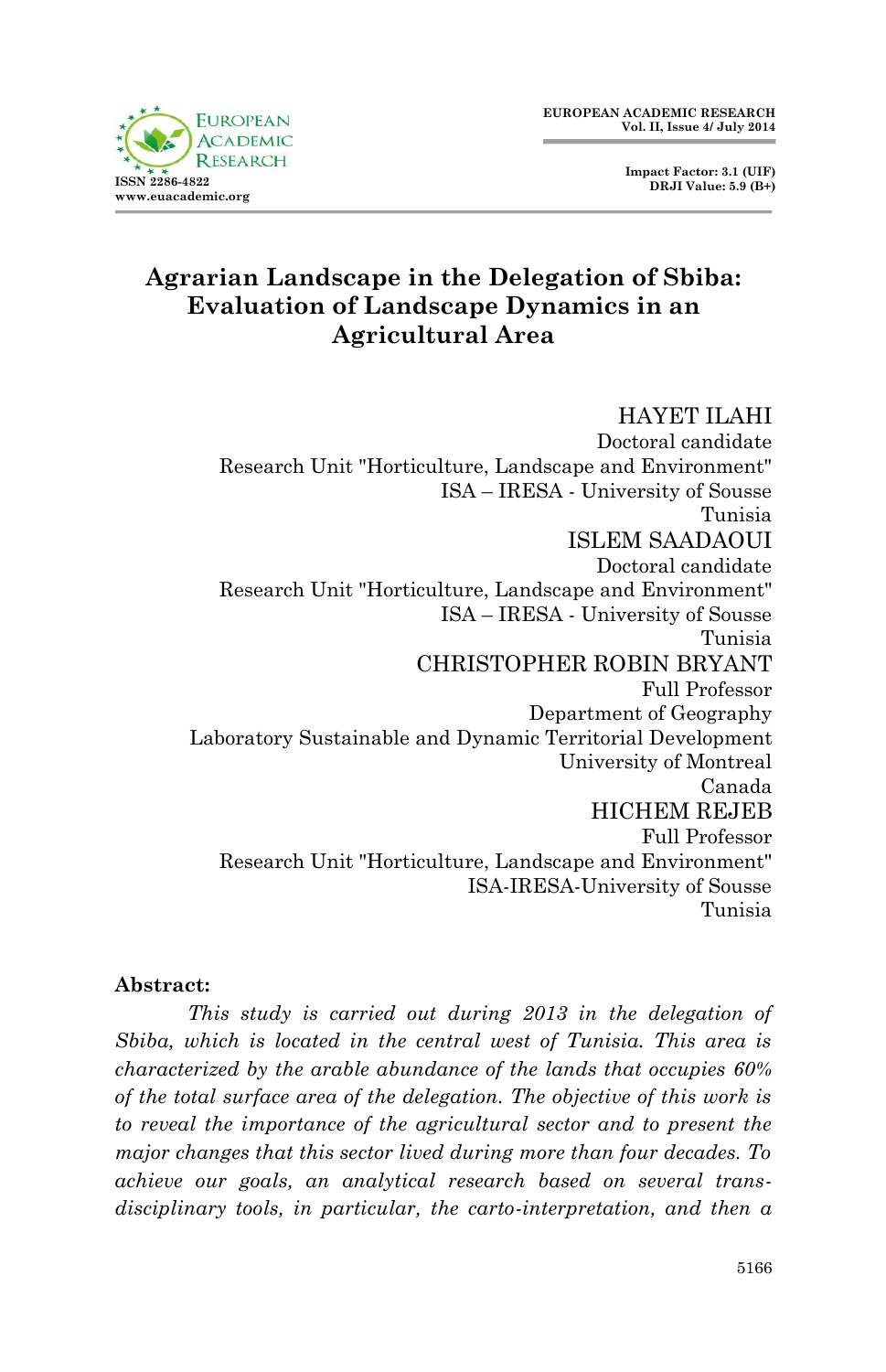# Agrarian Landscape in the Delegation of Sbiba: Evaluation of Landscape Dynamics in an Agricultural Area

HAYET ILAHI
Doctoral candidate
Research Unit "Horticulture, Landscape and Environment"
ISA – IRESA - University of Sousse
Tunisia

ISLEM SAADAOUI
Doctoral candidate
Research Unit "Horticulture, Landscape and Environment"
ISA – IRESA - University of Sousse
Tunisia

CHRISTOPHER ROBIN BRYANT
Full Professor
Department of Geography
Laboratory Sustainable and Dynamic Territorial Development
University of Montreal
Canada

HICHEM REJEB
Full Professor
Research Unit "Horticulture, Landscape and Environment"
ISA-IRESA-University of Sousse
Tunisia

**Abstract:**

*This study is carried out during 2013 in the delegation of Sbiba, which is located in the central west of Tunisia. This area is characterized by the arable abundance of the lands that occupies 60% of the total surface area of the delegation. The objective of this work is to reveal the importance of the agricultural sector and to present the major changes that this sector lived during more than four decades. To achieve our goals, an analytical research based on several trans-disciplinary tools, in particular, the carto-interpretation, and then a*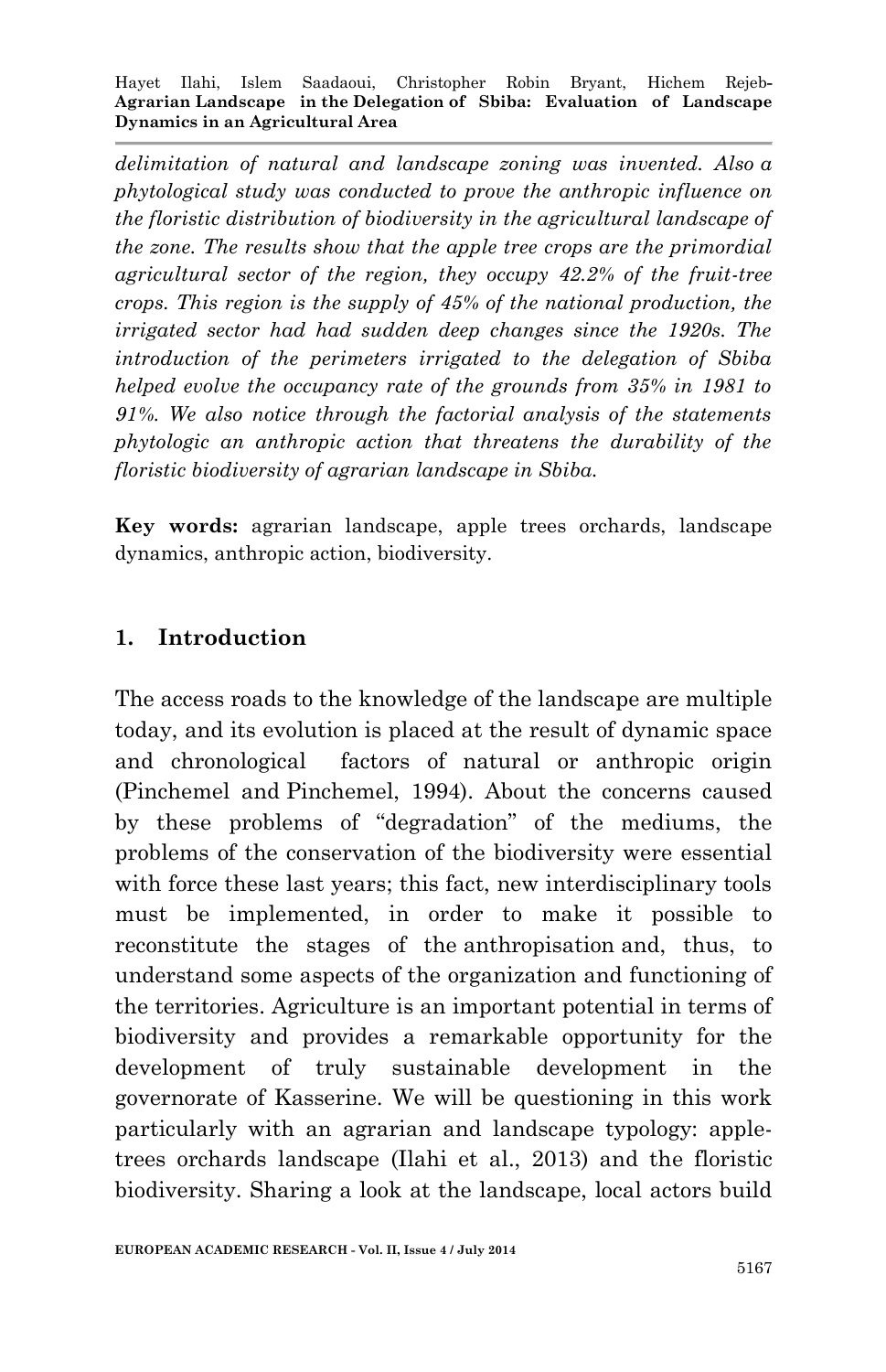*delimitation of natural and landscape zoning was invented. Also a phytological study was conducted to prove the anthropic influence on the floristic distribution of biodiversity in the agricultural landscape of the zone. The results show that the apple tree crops are the primordial agricultural sector of the region, they occupy 42.2% of the fruit-tree crops. This region is the supply of 45% of the national production, the irrigated sector had had sudden deep changes since the 1920s. The introduction of the perimeters irrigated to the delegation of Sbiba helped evolve the occupancy rate of the grounds from 35% in 1981 to 91%. We also notice through the factorial analysis of the statements phytologic an anthropic action that threatens the durability of the floristic biodiversity of agrarian landscape in Sbiba.*

**Key words:** agrarian landscape, apple trees orchards, landscape dynamics, anthropic action, biodiversity.

## 1. Introduction

The access roads to the knowledge of the landscape are multiple today, and its evolution is placed at the result of dynamic space and chronological factors of natural or anthropic origin (Pinchemel and Pinchemel, 1994). About the concerns caused by these problems of "degradation" of the mediums, the problems of the conservation of the biodiversity were essential with force these last years; this fact, new interdisciplinary tools must be implemented, in order to make it possible to reconstitute the stages of the anthropisation and, thus, to understand some aspects of the organization and functioning of the territories. Agriculture is an important potential in terms of biodiversity and provides a remarkable opportunity for the development of truly sustainable development in the governorate of Kasserine. We will be questioning in this work particularly with an agrarian and landscape typology: apple-trees orchards landscape (Ilahi et al., 2013) and the floristic biodiversity. Sharing a look at the landscape, local actors build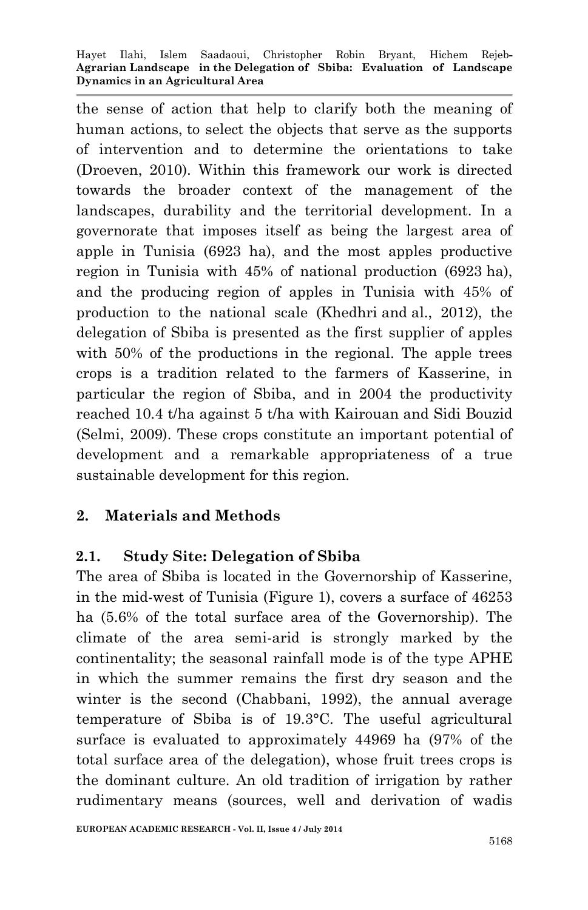the sense of action that help to clarify both the meaning of human actions, to select the objects that serve as the supports of intervention and to determine the orientations to take (Droeven, 2010). Within this framework our work is directed towards the broader context of the management of the landscapes, durability and the territorial development. In a governorate that imposes itself as being the largest area of apple in Tunisia (6923 ha), and the most apples productive region in Tunisia with 45% of national production (6923 ha), and the producing region of apples in Tunisia with 45% of production to the national scale (Khedhri and al., 2012), the delegation of Sbiba is presented as the first supplier of apples with 50% of the productions in the regional. The apple trees crops is a tradition related to the farmers of Kasserine, in particular the region of Sbiba, and in 2004 the productivity reached 10.4 t/ha against 5 t/ha with Kairouan and Sidi Bouzid (Selmi, 2009). These crops constitute an important potential of development and a remarkable appropriateness of a true sustainable development for this region.

## 2. Materials and Methods

### 2.1. Study Site: Delegation of Sbiba

The area of Sbiba is located in the Governorship of Kasserine, in the mid-west of Tunisia (Figure 1), covers a surface of 46253 ha (5.6% of the total surface area of the Governorship). The climate of the area semi-arid is strongly marked by the continentality; the seasonal rainfall mode is of the type APHE in which the summer remains the first dry season and the winter is the second (Chabbani, 1992), the annual average temperature of Sbiba is of 19.3°C. The useful agricultural surface is evaluated to approximately 44969 ha (97% of the total surface area of the delegation), whose fruit trees crops is the dominant culture. An old tradition of irrigation by rather rudimentary means (sources, well and derivation of wadis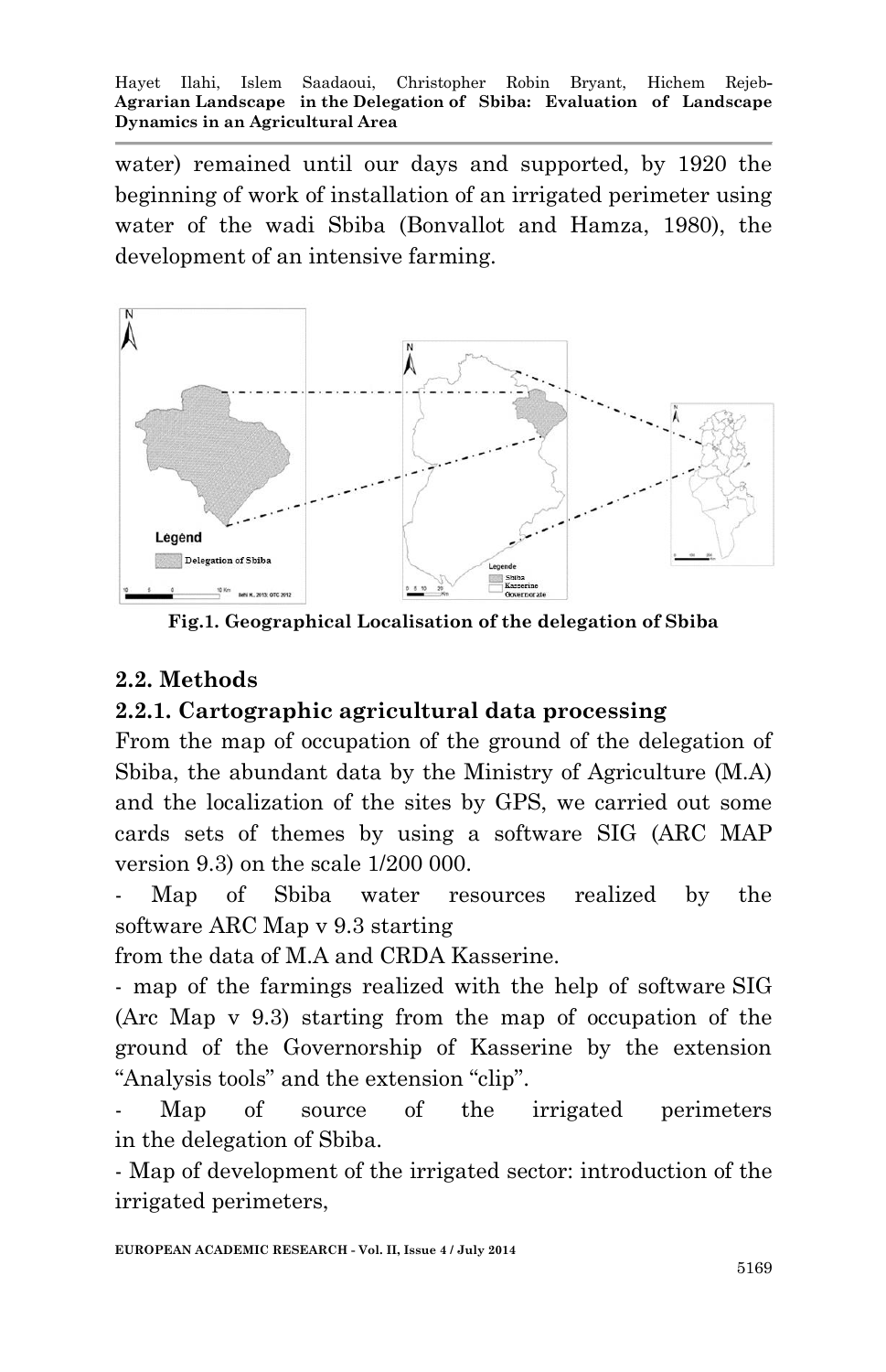water) remained until our days and supported, by 1920 the beginning of work of installation of an irrigated perimeter using water of the wadi Sbiba (Bonvallot and Hamza, 1980), the development of an intensive farming.

**Fig.1. Geographical Localisation of the delegation of Sbiba**

## 2.2. Methods

### 2.2.1. Cartographic agricultural data processing

From the map of occupation of the ground of the delegation of Sbiba, the abundant data by the Ministry of Agriculture (M.A) and the localization of the sites by GPS, we carried out some cards sets of themes by using a software SIG (ARC MAP version 9.3) on the scale 1/200 000.

- Map of Sbiba water resources realized by the software ARC Map v 9.3 starting from the data of M.A and CRDA Kasserine.
- map of the farmings realized with the help of software SIG (Arc Map v 9.3) starting from the map of occupation of the ground of the Governorship of Kasserine by the extension "Analysis tools" and the extension "clip".
- Map of source of the irrigated perimeters in the delegation of Sbiba.
- Map of development of the irrigated sector: introduction of the irrigated perimeters,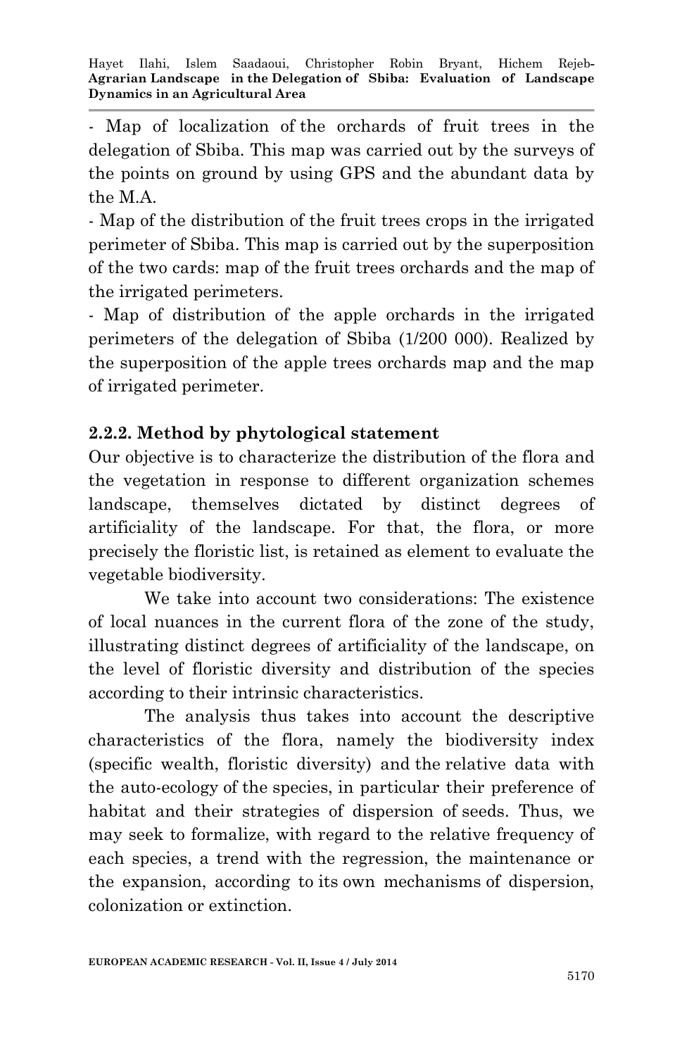- Map of localization of the orchards of fruit trees in the delegation of Sbiba. This map was carried out by the surveys of the points on ground by using GPS and the abundant data by the M.A.

- Map of the distribution of the fruit trees crops in the irrigated perimeter of Sbiba. This map is carried out by the superposition of the two cards: map of the fruit trees orchards and the map of the irrigated perimeters.

- Map of distribution of the apple orchards in the irrigated perimeters of the delegation of Sbiba (1/200 000). Realized by the superposition of the apple trees orchards map and the map of irrigated perimeter.

### 2.2.2. Method by phytological statement

Our objective is to characterize the distribution of the flora and the vegetation in response to different organization schemes landscape, themselves dictated by distinct degrees of artificiality of the landscape. For that, the flora, or more precisely the floristic list, is retained as element to evaluate the vegetable biodiversity.

We take into account two considerations: The existence of local nuances in the current flora of the zone of the study, illustrating distinct degrees of artificiality of the landscape, on the level of floristic diversity and distribution of the species according to their intrinsic characteristics.

The analysis thus takes into account the descriptive characteristics of the flora, namely the biodiversity index (specific wealth, floristic diversity) and the relative data with the auto-ecology of the species, in particular their preference of habitat and their strategies of dispersion of seeds. Thus, we may seek to formalize, with regard to the relative frequency of each species, a trend with the regression, the maintenance or the expansion, according to its own mechanisms of dispersion, colonization or extinction.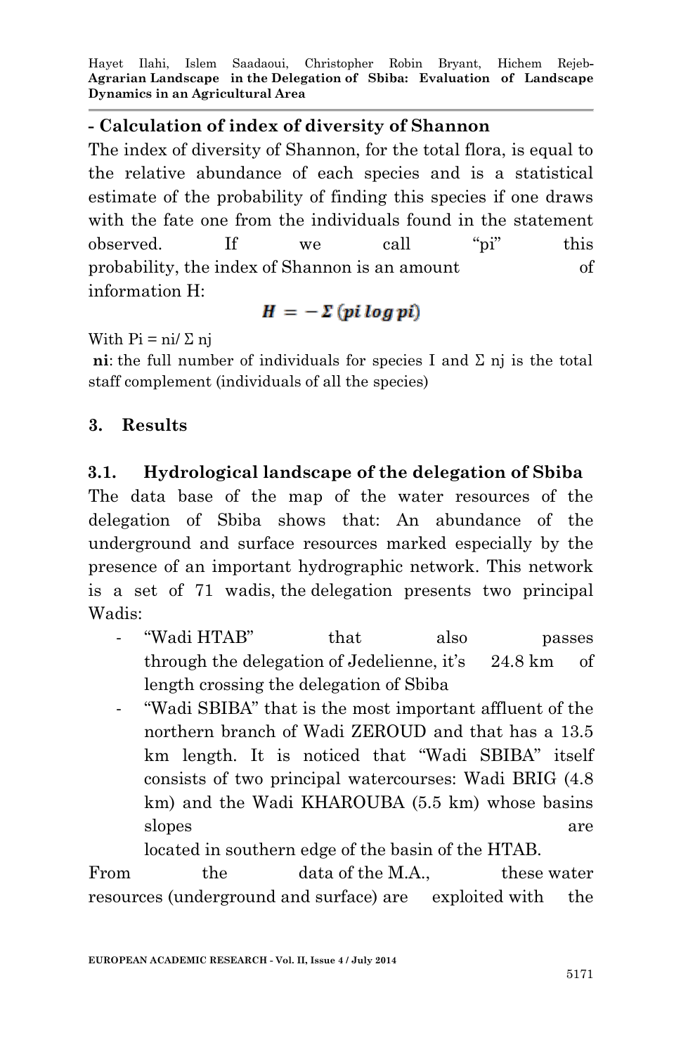**- Calculation of index of diversity of Shannon**

The index of diversity of Shannon, for the total flora, is equal to the relative abundance of each species and is a statistical estimate of the probability of finding this species if one draws with the fate one from the individuals found in the statement observed. If we call "pi" this probability, the index of Shannon is an amount of information H:

$$H = -\Sigma\,(pi\;log\;pi)$$

With $Pi = ni/\Sigma\,nj$

**ni**: the full number of individuals for species I and $\Sigma$ nj is the total staff complement (individuals of all the species)

## 3. Results

### 3.1. Hydrological landscape of the delegation of Sbiba

The data base of the map of the water resources of the delegation of Sbiba shows that: An abundance of the underground and surface resources marked especially by the presence of an important hydrographic network. This network is a set of 71 wadis, the delegation presents two principal Wadis:

- "Wadi HTAB" that also passes through the delegation of Jedelienne, it's 24.8 km of length crossing the delegation of Sbiba
- "Wadi SBIBA" that is the most important affluent of the northern branch of Wadi ZEROUD and that has a 13.5 km length. It is noticed that "Wadi SBIBA" itself consists of two principal watercourses: Wadi BRIG (4.8 km) and the Wadi KHAROUBA (5.5 km) whose basins slopes are located in southern edge of the basin of the HTAB.

From the data of the M.A., these water resources (underground and surface) are exploited with the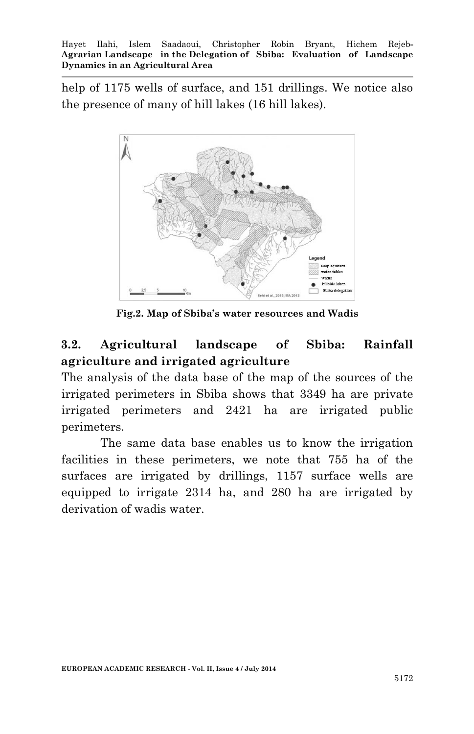help of 1175 wells of surface, and 151 drillings. We notice also the presence of many of hill lakes (16 hill lakes).

**Fig.2. Map of Sbiba's water resources and Wadis**

### 3.2. Agricultural landscape of Sbiba: Rainfall agriculture and irrigated agriculture

The analysis of the data base of the map of the sources of the irrigated perimeters in Sbiba shows that 3349 ha are private irrigated perimeters and 2421 ha are irrigated public perimeters.

The same data base enables us to know the irrigation facilities in these perimeters, we note that 755 ha of the surfaces are irrigated by drillings, 1157 surface wells are equipped to irrigate 2314 ha, and 280 ha are irrigated by derivation of wadis water.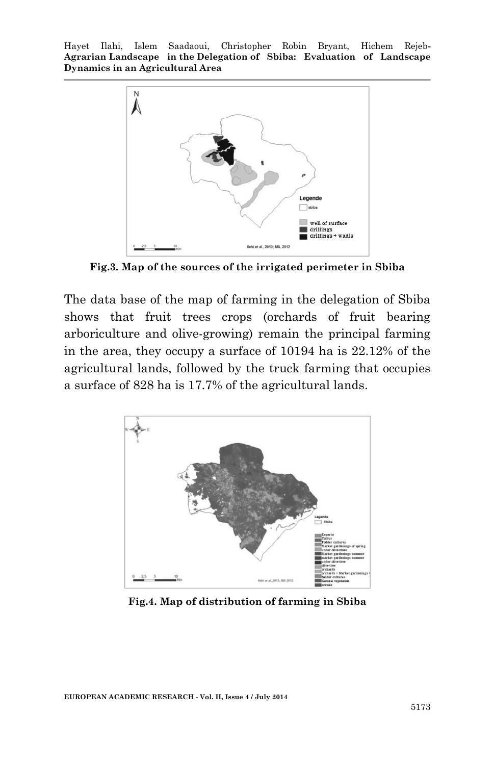**Fig.3. Map of the sources of the irrigated perimeter in Sbiba**

The data base of the map of farming in the delegation of Sbiba shows that fruit trees crops (orchards of fruit bearing arboriculture and olive-growing) remain the principal farming in the area, they occupy a surface of 10194 ha is 22.12% of the agricultural lands, followed by the truck farming that occupies a surface of 828 ha is 17.7% of the agricultural lands.

**Fig.4. Map of distribution of farming in Sbiba**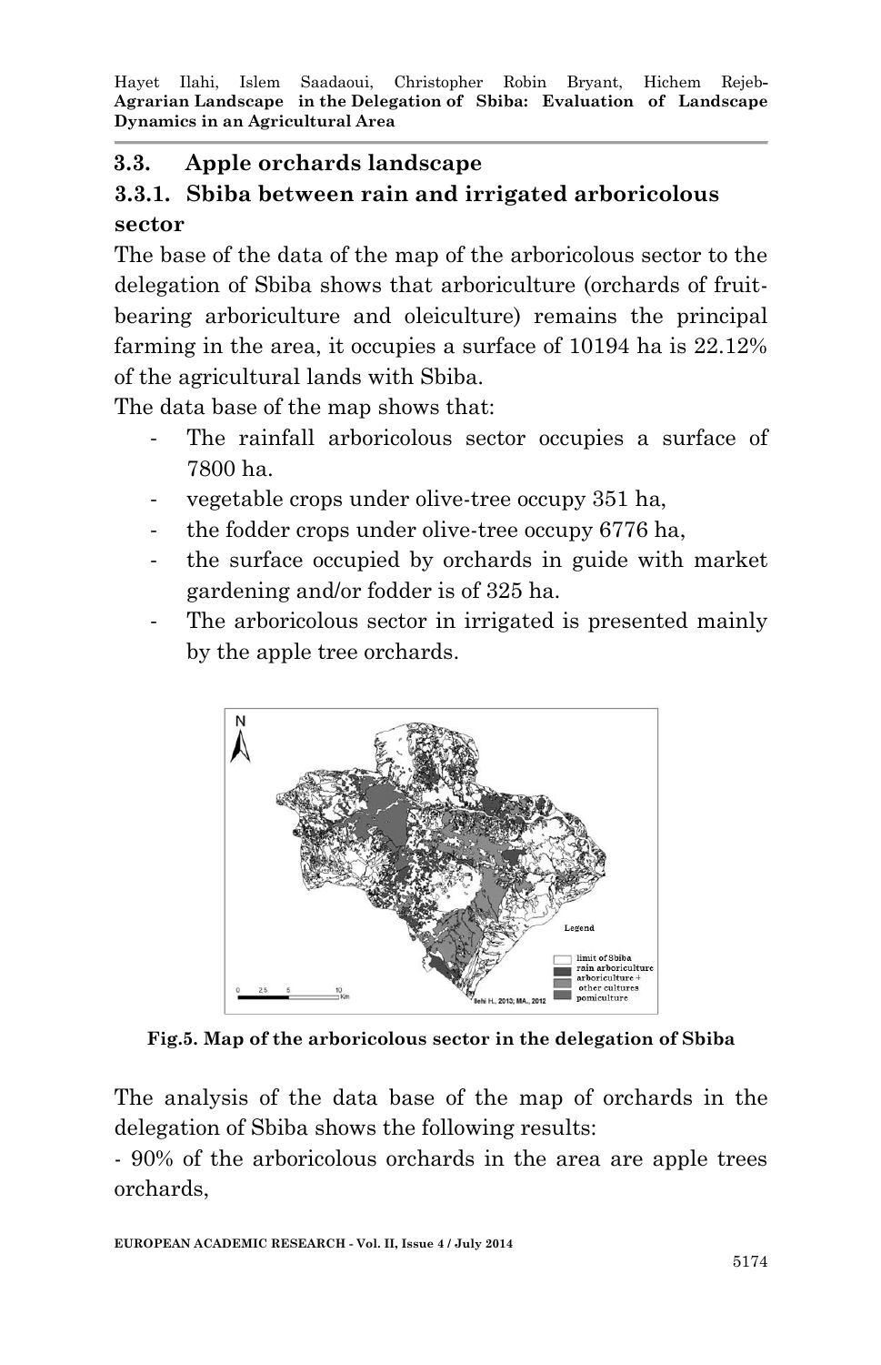### 3.3. Apple orchards landscape

### 3.3.1. Sbiba between rain and irrigated arboricolous sector

The base of the data of the map of the arboricolous sector to the delegation of Sbiba shows that arboriculture (orchards of fruit-bearing arboriculture and oleiculture) remains the principal farming in the area, it occupies a surface of 10194 ha is 22.12% of the agricultural lands with Sbiba.

The data base of the map shows that:

- The rainfall arboricolous sector occupies a surface of 7800 ha.
- vegetable crops under olive-tree occupy 351 ha,
- the fodder crops under olive-tree occupy 6776 ha,
- the surface occupied by orchards in guide with market gardening and/or fodder is of 325 ha.
- The arboricolous sector in irrigated is presented mainly by the apple tree orchards.

**Fig.5. Map of the arboricolous sector in the delegation of Sbiba**

The analysis of the data base of the map of orchards in the delegation of Sbiba shows the following results:

- 90% of the arboricolous orchards in the area are apple trees orchards,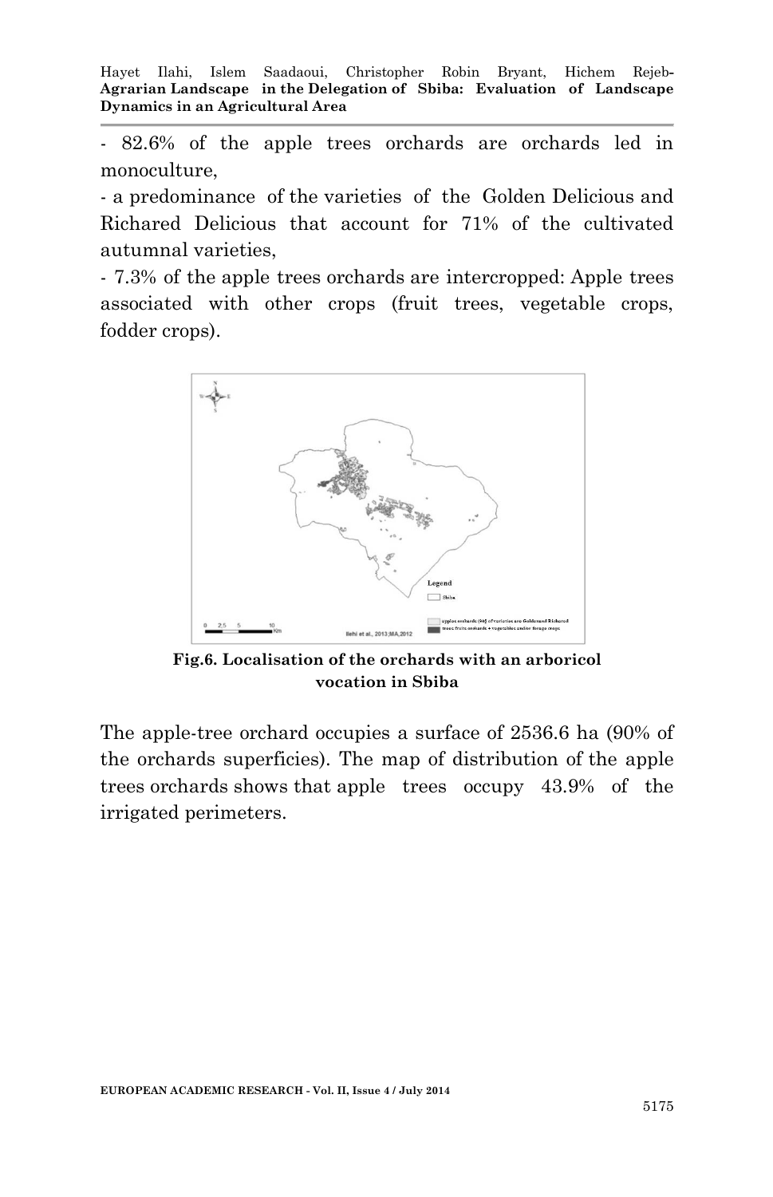- 82.6% of the apple trees orchards are orchards led in monoculture,

- a predominance of the varieties of the Golden Delicious and Richared Delicious that account for 71% of the cultivated autumnal varieties,

- 7.3% of the apple trees orchards are intercropped: Apple trees associated with other crops (fruit trees, vegetable crops, fodder crops).

**Fig.6. Localisation of the orchards with an arboricol vocation in Sbiba**

The apple-tree orchard occupies a surface of 2536.6 ha (90% of the orchards superficies). The map of distribution of the apple trees orchards shows that apple trees occupy 43.9% of the irrigated perimeters.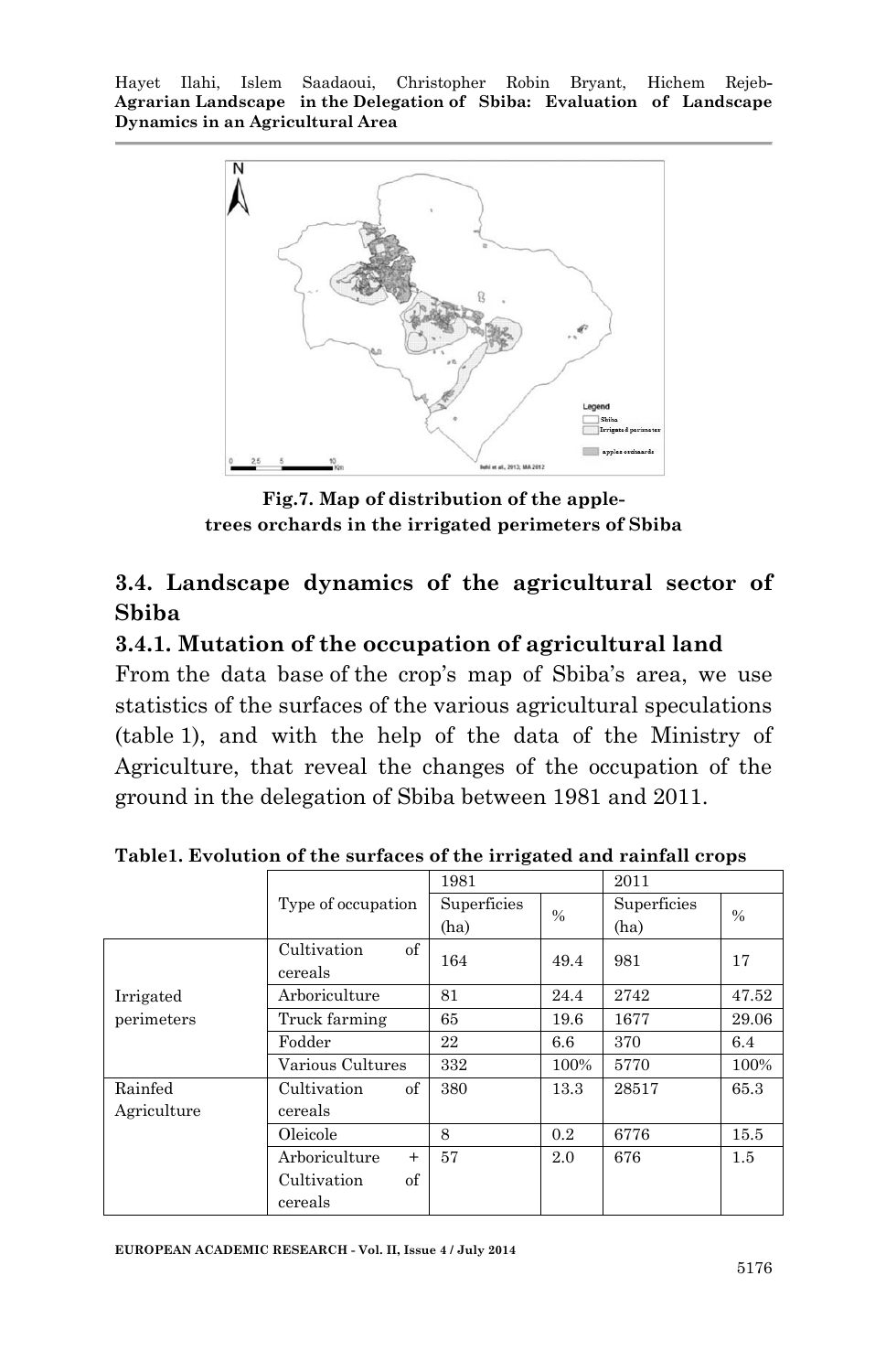**Fig.7. Map of distribution of the apple-trees orchards in the irrigated perimeters of Sbiba**

## 3.4. Landscape dynamics of the agricultural sector of Sbiba

### 3.4.1. Mutation of the occupation of agricultural land

From the data base of the crop's map of Sbiba's area, we use statistics of the surfaces of the various agricultural speculations (table 1), and with the help of the data of the Ministry of Agriculture, that reveal the changes of the occupation of the ground in the delegation of Sbiba between 1981 and 2011.

**Table1. Evolution of the surfaces of the irrigated and rainfall crops**

| | Type of occupation | 1981 | | 2011 | |
|---|---|---|---|---|---|
| | | Superficies (ha) | % | Superficies (ha) | % |
| Irrigated perimeters | Cultivation of cereals | 164 | 49.4 | 981 | 17 |
| | Arboriculture | 81 | 24.4 | 2742 | 47.52 |
| | Truck farming | 65 | 19.6 | 1677 | 29.06 |
| | Fodder | 22 | 6.6 | 370 | 6.4 |
| | Various Cultures | 332 | 100% | 5770 | 100% |
| Rainfed Agriculture | Cultivation of cereals | 380 | 13.3 | 28517 | 65.3 |
| | Oleicole | 8 | 0.2 | 6776 | 15.5 |
| | Arboriculture + Cultivation of cereals | 57 | 2.0 | 676 | 1.5 |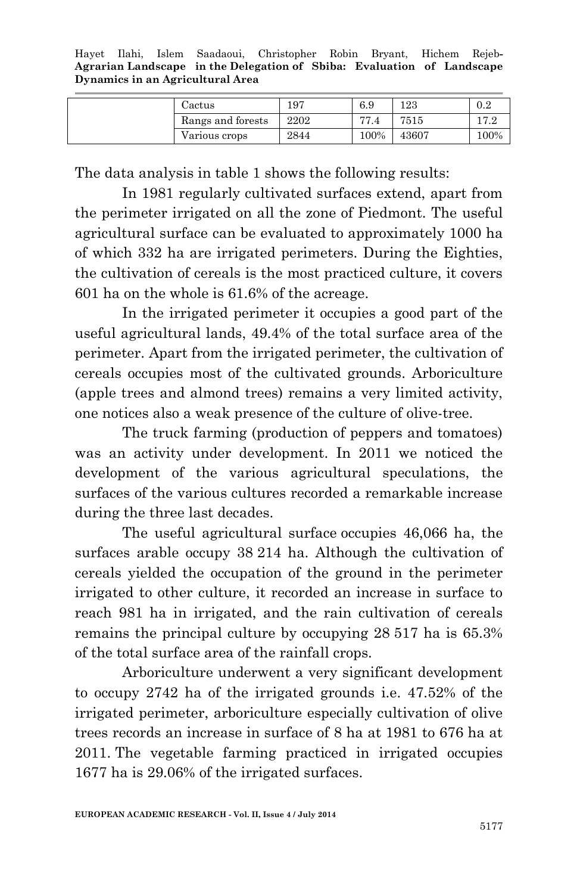| | Cactus | 197 | 6.9 | 123 | 0.2 |
|---|---|---|---|---|---|
| | Rangs and forests | 2202 | 77.4 | 7515 | 17.2 |
| | Various crops | 2844 | 100% | 43607 | 100% |

The data analysis in table 1 shows the following results:

In 1981 regularly cultivated surfaces extend, apart from the perimeter irrigated on all the zone of Piedmont. The useful agricultural surface can be evaluated to approximately 1000 ha of which 332 ha are irrigated perimeters. During the Eighties, the cultivation of cereals is the most practiced culture, it covers 601 ha on the whole is 61.6% of the acreage.

In the irrigated perimeter it occupies a good part of the useful agricultural lands, 49.4% of the total surface area of the perimeter. Apart from the irrigated perimeter, the cultivation of cereals occupies most of the cultivated grounds. Arboriculture (apple trees and almond trees) remains a very limited activity, one notices also a weak presence of the culture of olive-tree.

The truck farming (production of peppers and tomatoes) was an activity under development. In 2011 we noticed the development of the various agricultural speculations, the surfaces of the various cultures recorded a remarkable increase during the three last decades.

The useful agricultural surface occupies 46,066 ha, the surfaces arable occupy 38 214 ha. Although the cultivation of cereals yielded the occupation of the ground in the perimeter irrigated to other culture, it recorded an increase in surface to reach 981 ha in irrigated, and the rain cultivation of cereals remains the principal culture by occupying 28 517 ha is 65.3% of the total surface area of the rainfall crops.

Arboriculture underwent a very significant development to occupy 2742 ha of the irrigated grounds i.e. 47.52% of the irrigated perimeter, arboriculture especially cultivation of olive trees records an increase in surface of 8 ha at 1981 to 676 ha at 2011. The vegetable farming practiced in irrigated occupies 1677 ha is 29.06% of the irrigated surfaces.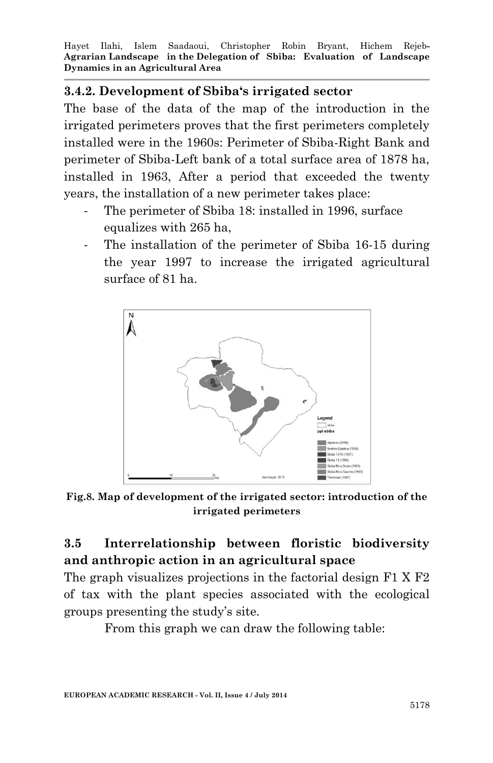### 3.4.2. Development of Sbiba's irrigated sector

The base of the data of the map of the introduction in the irrigated perimeters proves that the first perimeters completely installed were in the 1960s: Perimeter of Sbiba-Right Bank and perimeter of Sbiba-Left bank of a total surface area of 1878 ha, installed in 1963, After a period that exceeded the twenty years, the installation of a new perimeter takes place:

- The perimeter of Sbiba 18: installed in 1996, surface equalizes with 265 ha,
- The installation of the perimeter of Sbiba 16-15 during the year 1997 to increase the irrigated agricultural surface of 81 ha.

**Fig.8. Map of development of the irrigated sector: introduction of the irrigated perimeters**

## 3.5 Interrelationship between floristic biodiversity and anthropic action in an agricultural space

The graph visualizes projections in the factorial design F1 X F2 of tax with the plant species associated with the ecological groups presenting the study's site.

From this graph we can draw the following table: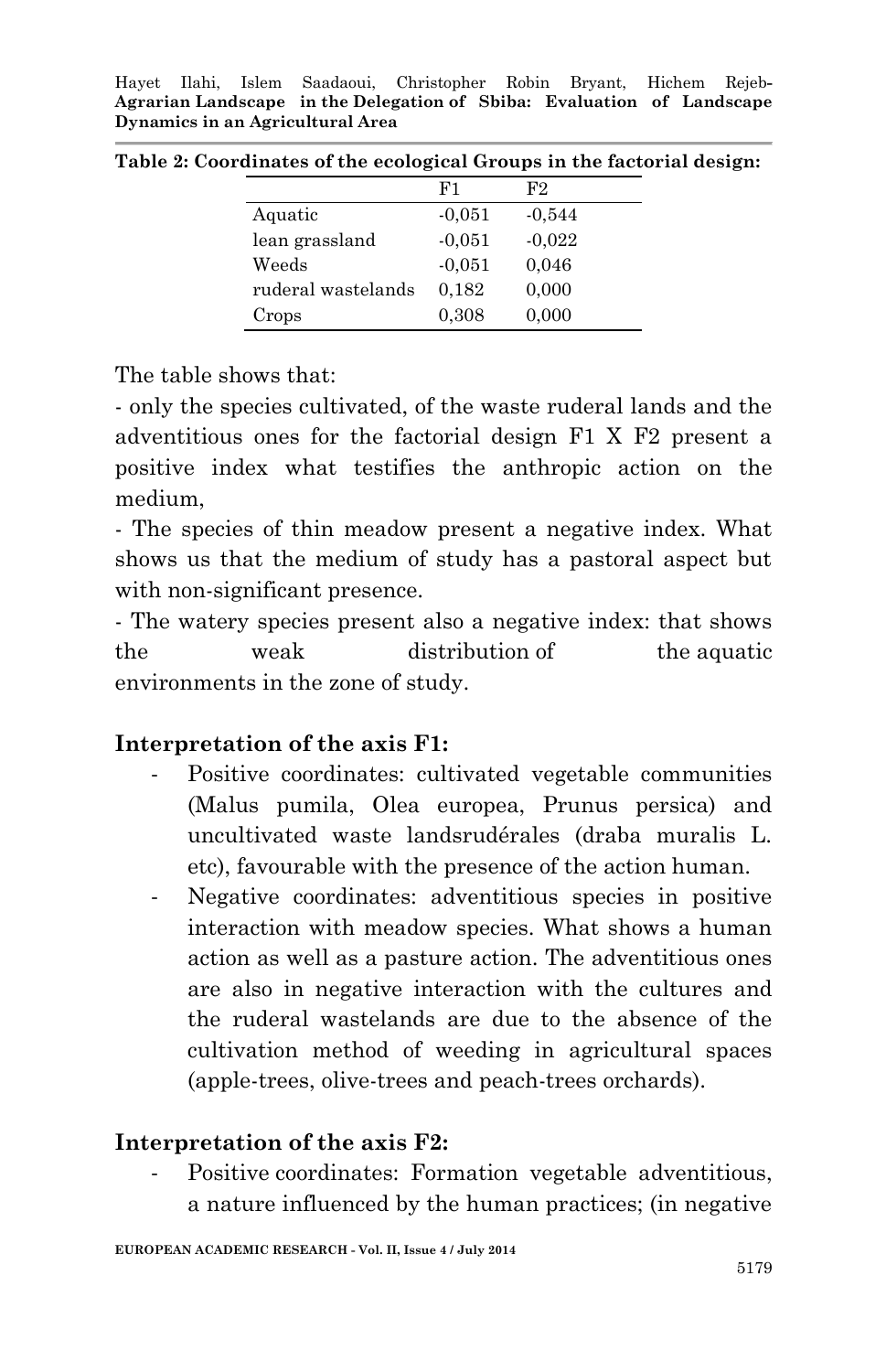**Table 2: Coordinates of the ecological Groups in the factorial design:**

| | F1 | F2 |
|---|---|---|
| Aquatic | -0,051 | -0,544 |
| lean grassland | -0,051 | -0,022 |
| Weeds | -0,051 | 0,046 |
| ruderal wastelands | 0,182 | 0,000 |
| Crops | 0,308 | 0,000 |

The table shows that:

- only the species cultivated, of the waste ruderal lands and the adventitious ones for the factorial design F1 X F2 present a positive index what testifies the anthropic action on the medium,
- The species of thin meadow present a negative index. What shows us that the medium of study has a pastoral aspect but with non-significant presence.
- The watery species present also a negative index: that shows the weak distribution of the aquatic environments in the zone of study.

**Interpretation of the axis F1:**

- Positive coordinates: cultivated vegetable communities (Malus pumila, Olea europea, Prunus persica) and uncultivated waste landsrudérales (draba muralis L. etc), favourable with the presence of the action human.
- Negative coordinates: adventitious species in positive interaction with meadow species. What shows a human action as well as a pasture action. The adventitious ones are also in negative interaction with the cultures and the ruderal wastelands are due to the absence of the cultivation method of weeding in agricultural spaces (apple-trees, olive-trees and peach-trees orchards).

**Interpretation of the axis F2:**

- Positive coordinates: Formation vegetable adventitious, a nature influenced by the human practices; (in negative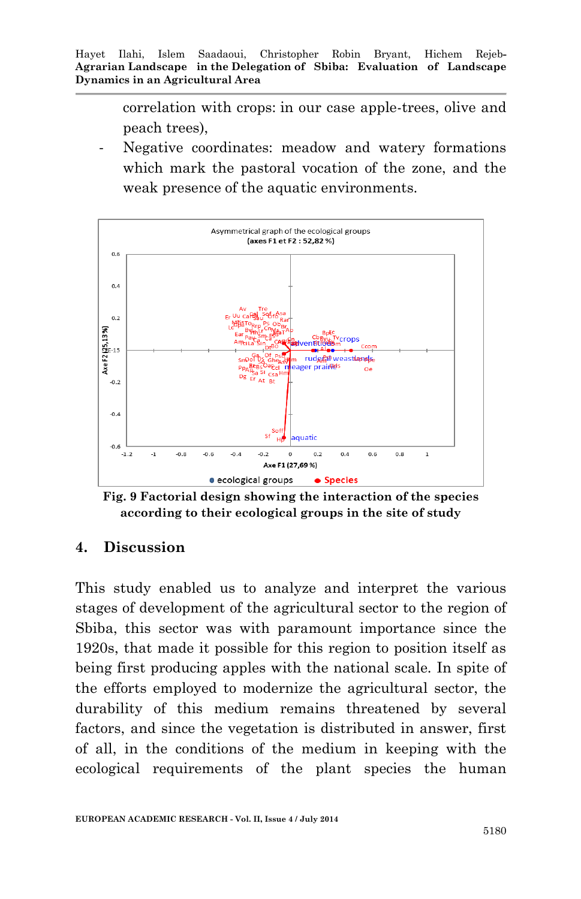correlation with crops: in our case apple-trees, olive and peach trees),

- Negative coordinates: meadow and watery formations which mark the pastoral vocation of the zone, and the weak presence of the aquatic environments.

**Fig. 9 Factorial design showing the interaction of the species according to their ecological groups in the site of study**

## 4. Discussion

This study enabled us to analyze and interpret the various stages of development of the agricultural sector to the region of Sbiba, this sector was with paramount importance since the 1920s, that made it possible for this region to position itself as being first producing apples with the national scale. In spite of the efforts employed to modernize the agricultural sector, the durability of this medium remains threatened by several factors, and since the vegetation is distributed in answer, first of all, in the conditions of the medium in keeping with the ecological requirements of the plant species the human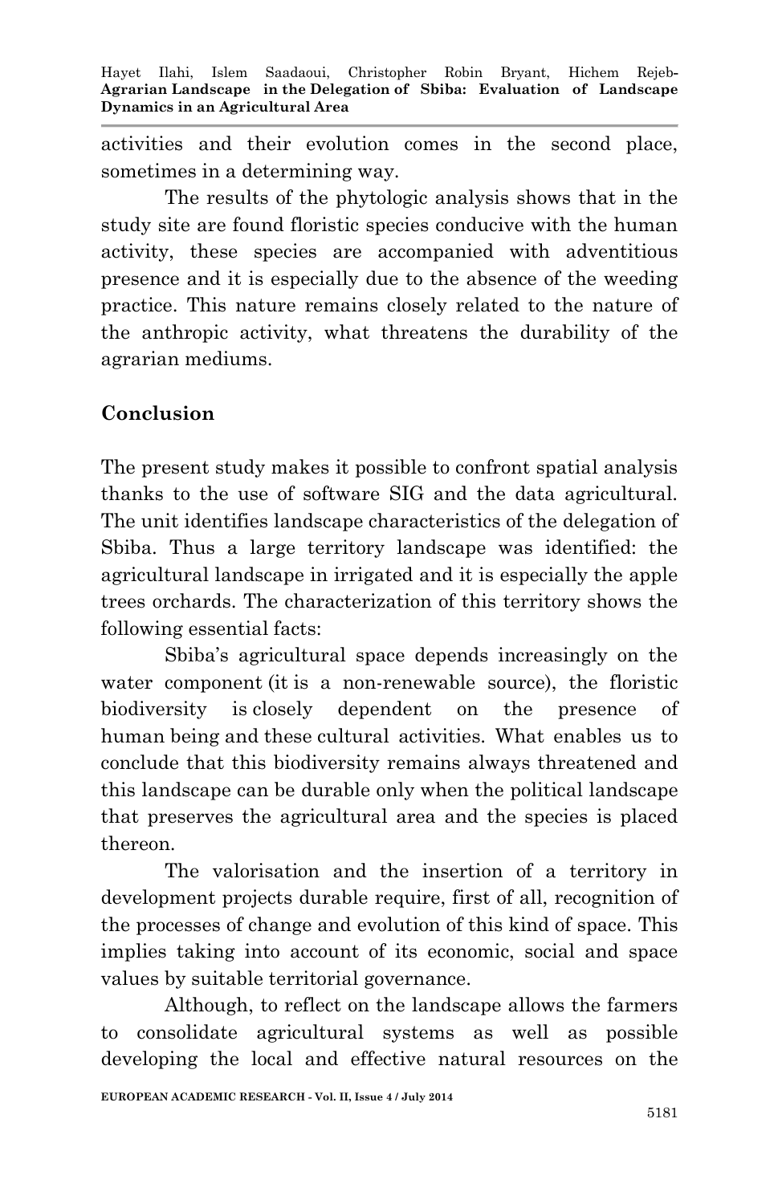activities and their evolution comes in the second place, sometimes in a determining way.

The results of the phytologic analysis shows that in the study site are found floristic species conducive with the human activity, these species are accompanied with adventitious presence and it is especially due to the absence of the weeding practice. This nature remains closely related to the nature of the anthropic activity, what threatens the durability of the agrarian mediums.

## Conclusion

The present study makes it possible to confront spatial analysis thanks to the use of software SIG and the data agricultural. The unit identifies landscape characteristics of the delegation of Sbiba. Thus a large territory landscape was identified: the agricultural landscape in irrigated and it is especially the apple trees orchards. The characterization of this territory shows the following essential facts:

Sbiba's agricultural space depends increasingly on the water component (it is a non-renewable source), the floristic biodiversity is closely dependent on the presence of human being and these cultural activities. What enables us to conclude that this biodiversity remains always threatened and this landscape can be durable only when the political landscape that preserves the agricultural area and the species is placed thereon.

The valorisation and the insertion of a territory in development projects durable require, first of all, recognition of the processes of change and evolution of this kind of space. This implies taking into account of its economic, social and space values by suitable territorial governance.

Although, to reflect on the landscape allows the farmers to consolidate agricultural systems as well as possible developing the local and effective natural resources on the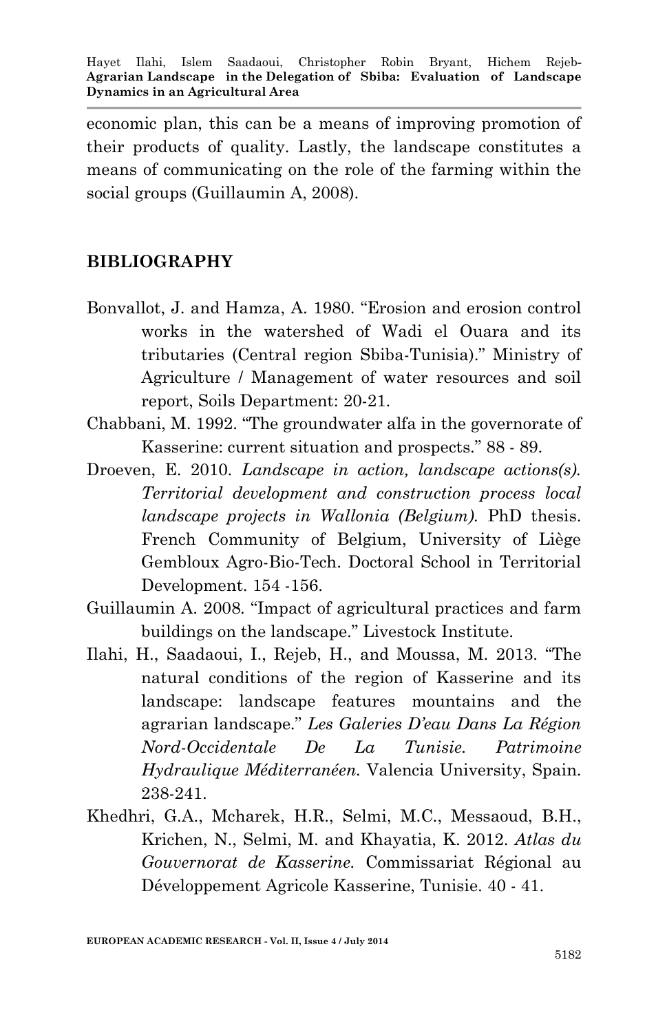economic plan, this can be a means of improving promotion of their products of quality. Lastly, the landscape constitutes a means of communicating on the role of the farming within the social groups (Guillaumin A, 2008).

## BIBLIOGRAPHY

Bonvallot, J. and Hamza, A. 1980. "Erosion and erosion control works in the watershed of Wadi el Ouara and its tributaries (Central region Sbiba-Tunisia)." Ministry of Agriculture / Management of water resources and soil report, Soils Department: 20-21.

Chabbani, M. 1992. "The groundwater alfa in the governorate of Kasserine: current situation and prospects." 88 - 89.

Droeven, E. 2010. *Landscape in action, landscape actions(s). Territorial development and construction process local landscape projects in Wallonia (Belgium).* PhD thesis. French Community of Belgium, University of Liège Gembloux Agro-Bio-Tech. Doctoral School in Territorial Development. 154 -156.

Guillaumin A. 2008. "Impact of agricultural practices and farm buildings on the landscape." Livestock Institute.

Ilahi, H., Saadaoui, I., Rejeb, H., and Moussa, M. 2013. "The natural conditions of the region of Kasserine and its landscape: landscape features mountains and the agrarian landscape." *Les Galeries D'eau Dans La Région Nord-Occidentale De La Tunisie. Patrimoine Hydraulique Méditerranéen.* Valencia University, Spain. 238-241.

Khedhri, G.A., Mcharek, H.R., Selmi, M.C., Messaoud, B.H., Krichen, N., Selmi, M. and Khayatia, K. 2012. *Atlas du Gouvernorat de Kasserine.* Commissariat Régional au Développement Agricole Kasserine, Tunisie. 40 - 41.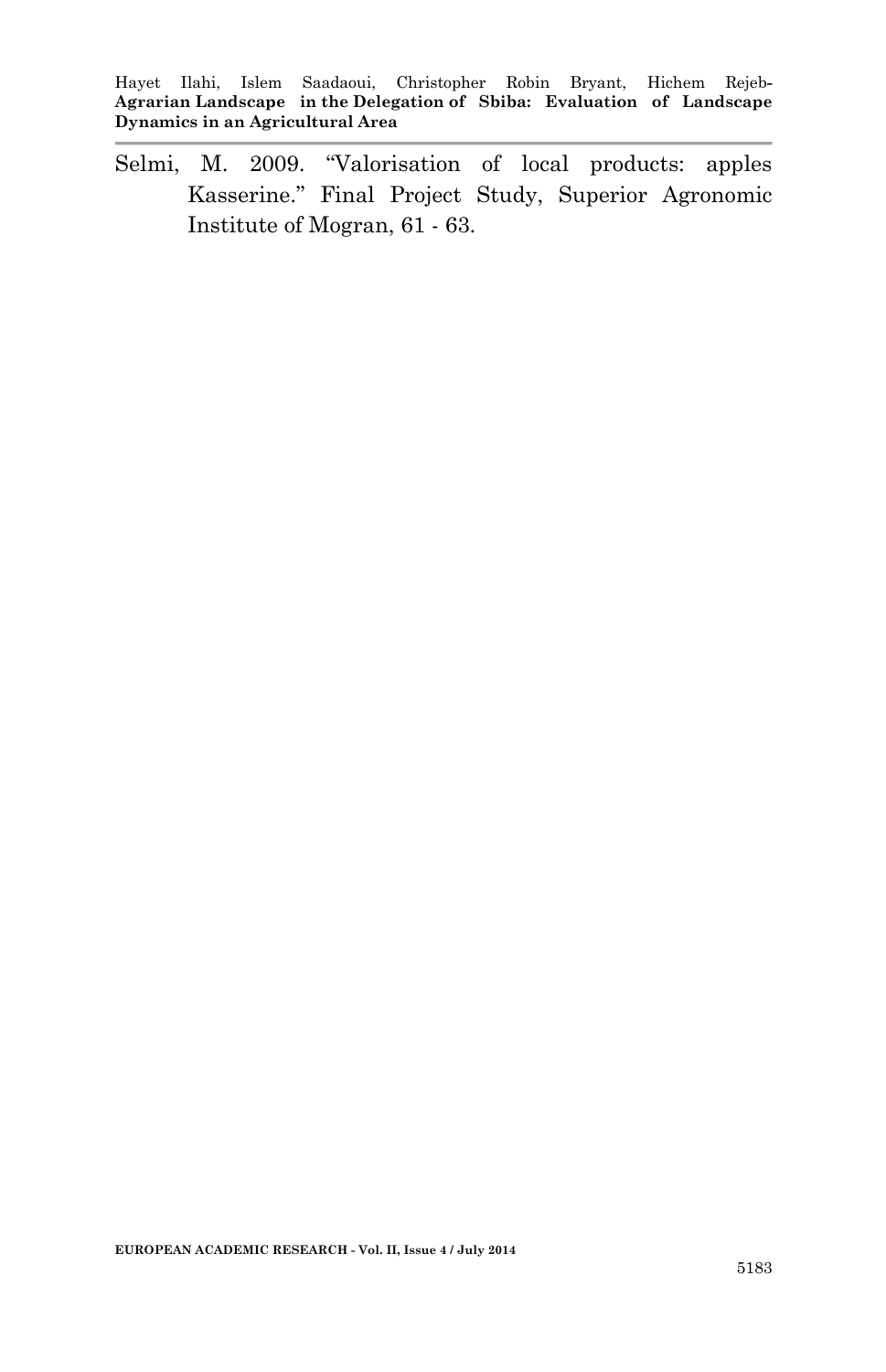Selmi, M. 2009. "Valorisation of local products: apples Kasserine." Final Project Study, Superior Agronomic Institute of Mogran, 61 - 63.